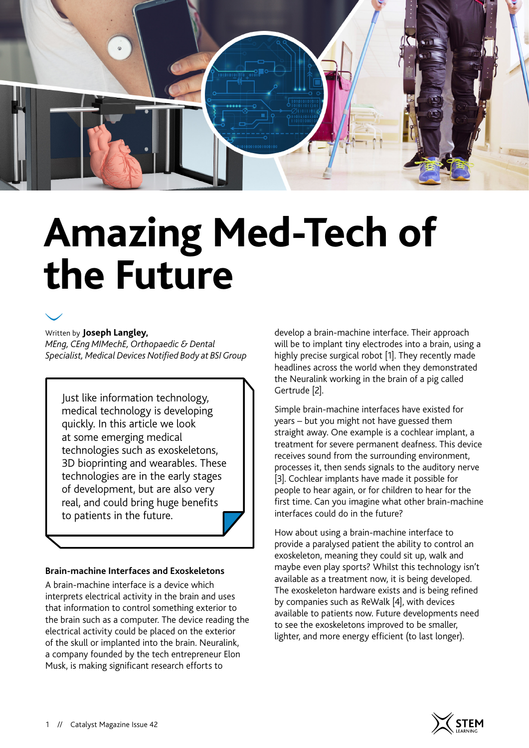# Amazing Med-Tech of the Future

Written by **Joseph Langley,**
*MEng, CEng MIMechE, Orthopaedic & Dental Specialist, Medical Devices Notified Body at BSI Group*

Just like information technology, medical technology is developing quickly. In this article we look at some emerging medical technologies such as exoskeletons, 3D bioprinting and wearables. These technologies are in the early stages of development, but are also very real, and could bring huge benefits to patients in the future.

### Brain-machine Interfaces and Exoskeletons

A brain-machine interface is a device which interprets electrical activity in the brain and uses that information to control something exterior to the brain such as a computer. The device reading the electrical activity could be placed on the exterior of the skull or implanted into the brain. Neuralink, a company founded by the tech entrepreneur Elon Musk, is making significant research efforts to develop a brain-machine interface. Their approach will be to implant tiny electrodes into a brain, using a highly precise surgical robot [1]. They recently made headlines across the world when they demonstrated the Neuralink working in the brain of a pig called Gertrude [2].

Simple brain-machine interfaces have existed for years – but you might not have guessed them straight away. One example is a cochlear implant, a treatment for severe permanent deafness. This device receives sound from the surrounding environment, processes it, then sends signals to the auditory nerve [3]. Cochlear implants have made it possible for people to hear again, or for children to hear for the first time. Can you imagine what other brain-machine interfaces could do in the future?

How about using a brain-machine interface to provide a paralysed patient the ability to control an exoskeleton, meaning they could sit up, walk and maybe even play sports? Whilst this technology isn't available as a treatment now, it is being developed. The exoskeleton hardware exists and is being refined by companies such as ReWalk [4], with devices available to patients now. Future developments need to see the exoskeletons improved to be smaller, lighter, and more energy efficient (to last longer).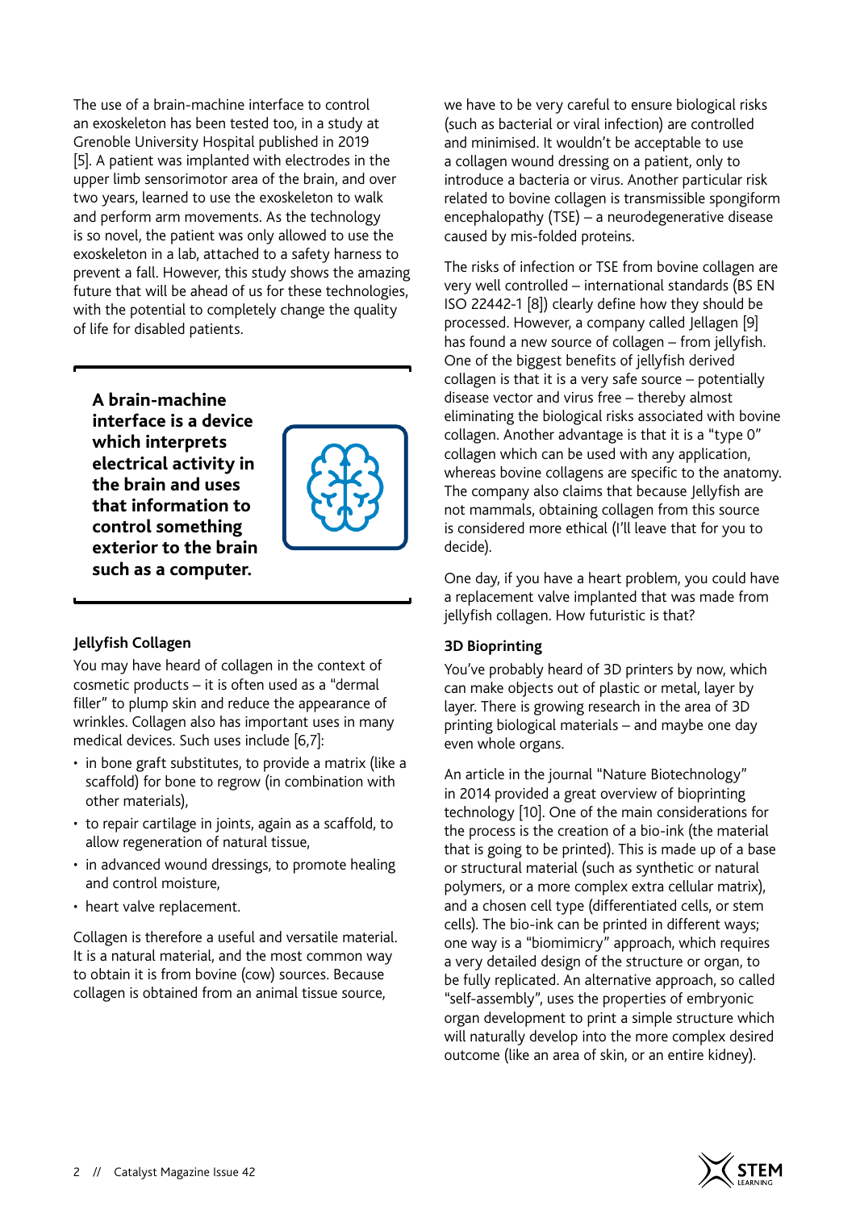The use of a brain-machine interface to control an exoskeleton has been tested too, in a study at Grenoble University Hospital published in 2019 [5]. A patient was implanted with electrodes in the upper limb sensorimotor area of the brain, and over two years, learned to use the exoskeleton to walk and perform arm movements. As the technology is so novel, the patient was only allowed to use the exoskeleton in a lab, attached to a safety harness to prevent a fall. However, this study shows the amazing future that will be ahead of us for these technologies, with the potential to completely change the quality of life for disabled patients.

**A brain-machine interface is a device which interprets electrical activity in the brain and uses that information to control something exterior to the brain such as a computer.**

### Jellyfish Collagen

You may have heard of collagen in the context of cosmetic products – it is often used as a "dermal filler" to plump skin and reduce the appearance of wrinkles. Collagen also has important uses in many medical devices. Such uses include [6,7]:

- in bone graft substitutes, to provide a matrix (like a scaffold) for bone to regrow (in combination with other materials),
- to repair cartilage in joints, again as a scaffold, to allow regeneration of natural tissue,
- in advanced wound dressings, to promote healing and control moisture,
- heart valve replacement.

Collagen is therefore a useful and versatile material. It is a natural material, and the most common way to obtain it is from bovine (cow) sources. Because collagen is obtained from an animal tissue source, we have to be very careful to ensure biological risks (such as bacterial or viral infection) are controlled and minimised. It wouldn't be acceptable to use a collagen wound dressing on a patient, only to introduce a bacteria or virus. Another particular risk related to bovine collagen is transmissible spongiform encephalopathy (TSE) – a neurodegenerative disease caused by mis-folded proteins.

The risks of infection or TSE from bovine collagen are very well controlled – international standards (BS EN ISO 22442-1 [8]) clearly define how they should be processed. However, a company called Jellagen [9] has found a new source of collagen – from jellyfish. One of the biggest benefits of jellyfish derived collagen is that it is a very safe source – potentially disease vector and virus free – thereby almost eliminating the biological risks associated with bovine collagen. Another advantage is that it is a "type 0" collagen which can be used with any application, whereas bovine collagens are specific to the anatomy. The company also claims that because Jellyfish are not mammals, obtaining collagen from this source is considered more ethical (I'll leave that for you to decide).

One day, if you have a heart problem, you could have a replacement valve implanted that was made from jellyfish collagen. How futuristic is that?

### 3D Bioprinting

You've probably heard of 3D printers by now, which can make objects out of plastic or metal, layer by layer. There is growing research in the area of 3D printing biological materials – and maybe one day even whole organs.

An article in the journal "Nature Biotechnology" in 2014 provided a great overview of bioprinting technology [10]. One of the main considerations for the process is the creation of a bio-ink (the material that is going to be printed). This is made up of a base or structural material (such as synthetic or natural polymers, or a more complex extra cellular matrix), and a chosen cell type (differentiated cells, or stem cells). The bio-ink can be printed in different ways; one way is a "biomimicry" approach, which requires a very detailed design of the structure or organ, to be fully replicated. An alternative approach, so called "self-assembly", uses the properties of embryonic organ development to print a simple structure which will naturally develop into the more complex desired outcome (like an area of skin, or an entire kidney).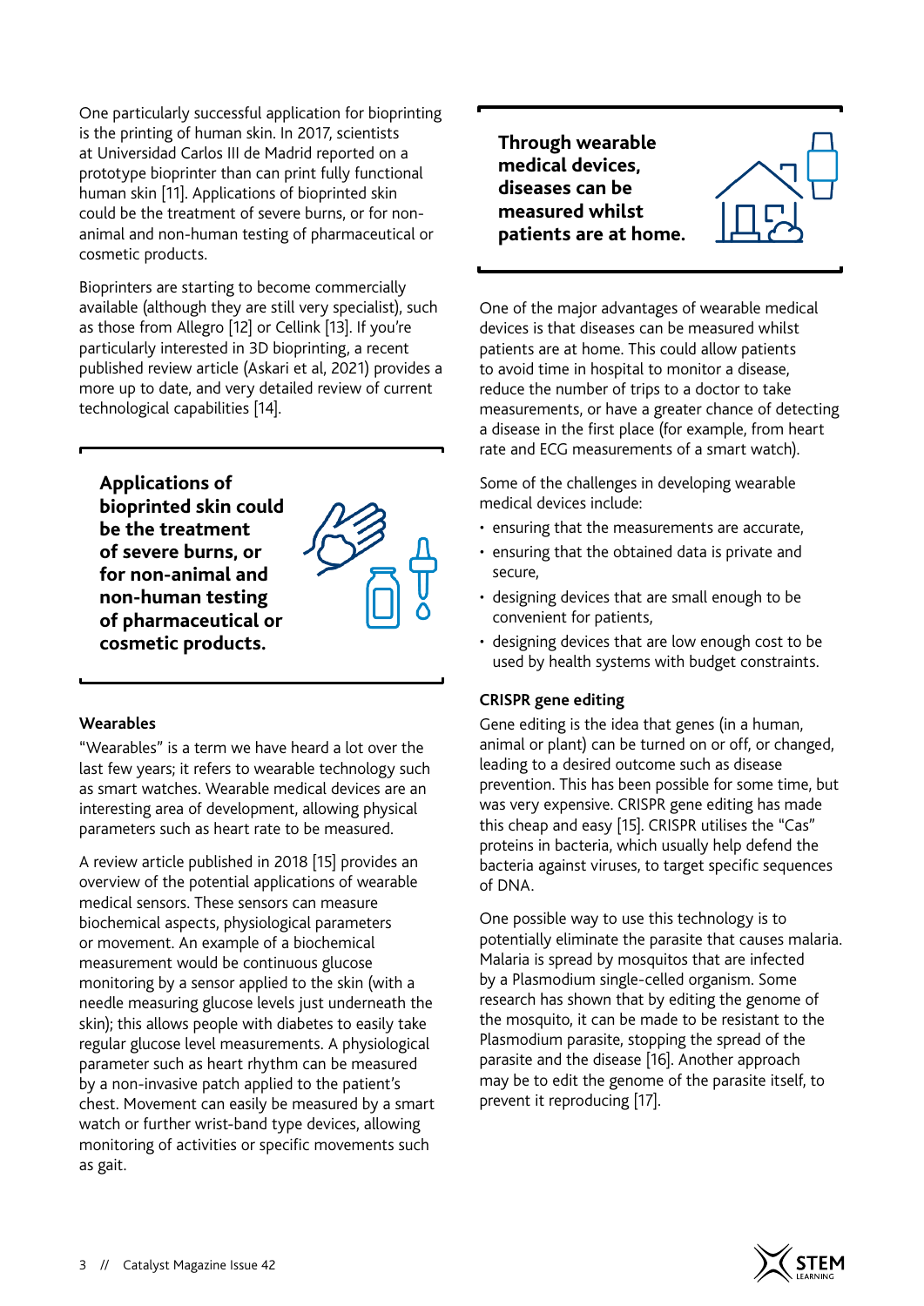One particularly successful application for bioprinting is the printing of human skin. In 2017, scientists at Universidad Carlos III de Madrid reported on a prototype bioprinter than can print fully functional human skin [11]. Applications of bioprinted skin could be the treatment of severe burns, or for non-animal and non-human testing of pharmaceutical or cosmetic products.

Bioprinters are starting to become commercially available (although they are still very specialist), such as those from Allegro [12] or Cellink [13]. If you're particularly interested in 3D bioprinting, a recent published review article (Askari et al, 2021) provides a more up to date, and very detailed review of current technological capabilities [14].

**Applications of bioprinted skin could be the treatment of severe burns, or for non-animal and non-human testing of pharmaceutical or cosmetic products.**

### Wearables

"Wearables" is a term we have heard a lot over the last few years; it refers to wearable technology such as smart watches. Wearable medical devices are an interesting area of development, allowing physical parameters such as heart rate to be measured.

A review article published in 2018 [15] provides an overview of the potential applications of wearable medical sensors. These sensors can measure biochemical aspects, physiological parameters or movement. An example of a biochemical measurement would be continuous glucose monitoring by a sensor applied to the skin (with a needle measuring glucose levels just underneath the skin); this allows people with diabetes to easily take regular glucose level measurements. A physiological parameter such as heart rhythm can be measured by a non-invasive patch applied to the patient's chest. Movement can easily be measured by a smart watch or further wrist-band type devices, allowing monitoring of activities or specific movements such as gait.

**Through wearable medical devices, diseases can be measured whilst patients are at home.**

One of the major advantages of wearable medical devices is that diseases can be measured whilst patients are at home. This could allow patients to avoid time in hospital to monitor a disease, reduce the number of trips to a doctor to take measurements, or have a greater chance of detecting a disease in the first place (for example, from heart rate and ECG measurements of a smart watch).

Some of the challenges in developing wearable medical devices include:

- ensuring that the measurements are accurate,
- ensuring that the obtained data is private and secure,
- designing devices that are small enough to be convenient for patients,
- designing devices that are low enough cost to be used by health systems with budget constraints.

### CRISPR gene editing

Gene editing is the idea that genes (in a human, animal or plant) can be turned on or off, or changed, leading to a desired outcome such as disease prevention. This has been possible for some time, but was very expensive. CRISPR gene editing has made this cheap and easy [15]. CRISPR utilises the "Cas" proteins in bacteria, which usually help defend the bacteria against viruses, to target specific sequences of DNA.

One possible way to use this technology is to potentially eliminate the parasite that causes malaria. Malaria is spread by mosquitos that are infected by a Plasmodium single-celled organism. Some research has shown that by editing the genome of the mosquito, it can be made to be resistant to the Plasmodium parasite, stopping the spread of the parasite and the disease [16]. Another approach may be to edit the genome of the parasite itself, to prevent it reproducing [17].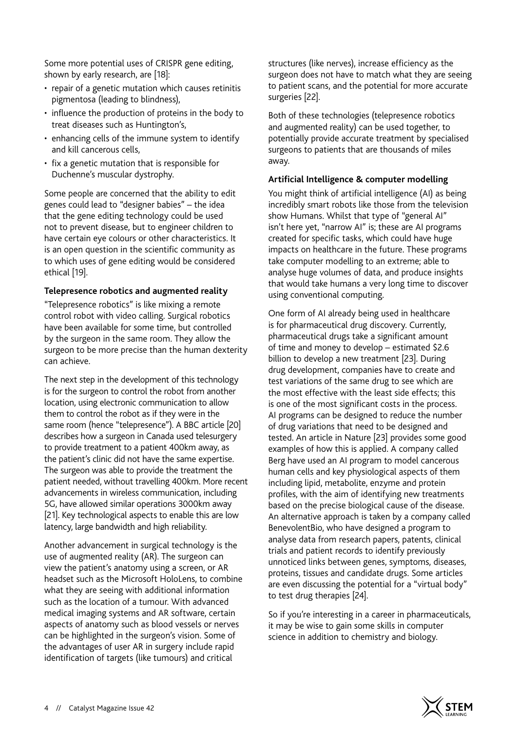Some more potential uses of CRISPR gene editing, shown by early research, are [18]:

- repair of a genetic mutation which causes retinitis pigmentosa (leading to blindness),
- influence the production of proteins in the body to treat diseases such as Huntington's,
- enhancing cells of the immune system to identify and kill cancerous cells,
- fix a genetic mutation that is responsible for Duchenne's muscular dystrophy.

Some people are concerned that the ability to edit genes could lead to "designer babies" – the idea that the gene editing technology could be used not to prevent disease, but to engineer children to have certain eye colours or other characteristics. It is an open question in the scientific community as to which uses of gene editing would be considered ethical [19].

**Telepresence robotics and augmented reality**

"Telepresence robotics" is like mixing a remote control robot with video calling. Surgical robotics have been available for some time, but controlled by the surgeon in the same room. They allow the surgeon to be more precise than the human dexterity can achieve.

The next step in the development of this technology is for the surgeon to control the robot from another location, using electronic communication to allow them to control the robot as if they were in the same room (hence "telepresence"). A BBC article [20] describes how a surgeon in Canada used telesurgery to provide treatment to a patient 400km away, as the patient's clinic did not have the same expertise. The surgeon was able to provide the treatment the patient needed, without travelling 400km. More recent advancements in wireless communication, including 5G, have allowed similar operations 3000km away [21]. Key technological aspects to enable this are low latency, large bandwidth and high reliability.

Another advancement in surgical technology is the use of augmented reality (AR). The surgeon can view the patient's anatomy using a screen, or AR headset such as the Microsoft HoloLens, to combine what they are seeing with additional information such as the location of a tumour. With advanced medical imaging systems and AR software, certain aspects of anatomy such as blood vessels or nerves can be highlighted in the surgeon's vision. Some of the advantages of user AR in surgery include rapid identification of targets (like tumours) and critical structures (like nerves), increase efficiency as the surgeon does not have to match what they are seeing to patient scans, and the potential for more accurate surgeries [22].

Both of these technologies (telepresence robotics and augmented reality) can be used together, to potentially provide accurate treatment by specialised surgeons to patients that are thousands of miles away.

**Artificial Intelligence & computer modelling**

You might think of artificial intelligence (AI) as being incredibly smart robots like those from the television show Humans. Whilst that type of "general AI" isn't here yet, "narrow AI" is; these are AI programs created for specific tasks, which could have huge impacts on healthcare in the future. These programs take computer modelling to an extreme; able to analyse huge volumes of data, and produce insights that would take humans a very long time to discover using conventional computing.

One form of AI already being used in healthcare is for pharmaceutical drug discovery. Currently, pharmaceutical drugs take a significant amount of time and money to develop – estimated $2.6 billion to develop a new treatment [23]. During drug development, companies have to create and test variations of the same drug to see which are the most effective with the least side effects; this is one of the most significant costs in the process. AI programs can be designed to reduce the number of drug variations that need to be designed and tested. An article in Nature [23] provides some good examples of how this is applied. A company called Berg have used an AI program to model cancerous human cells and key physiological aspects of them including lipid, metabolite, enzyme and protein profiles, with the aim of identifying new treatments based on the precise biological cause of the disease. An alternative approach is taken by a company called BenevolentBio, who have designed a program to analyse data from research papers, patents, clinical trials and patient records to identify previously unnoticed links between genes, symptoms, diseases, proteins, tissues and candidate drugs. Some articles are even discussing the potential for a "virtual body" to test drug therapies [24].

So if you're interesting in a career in pharmaceuticals, it may be wise to gain some skills in computer science in addition to chemistry and biology.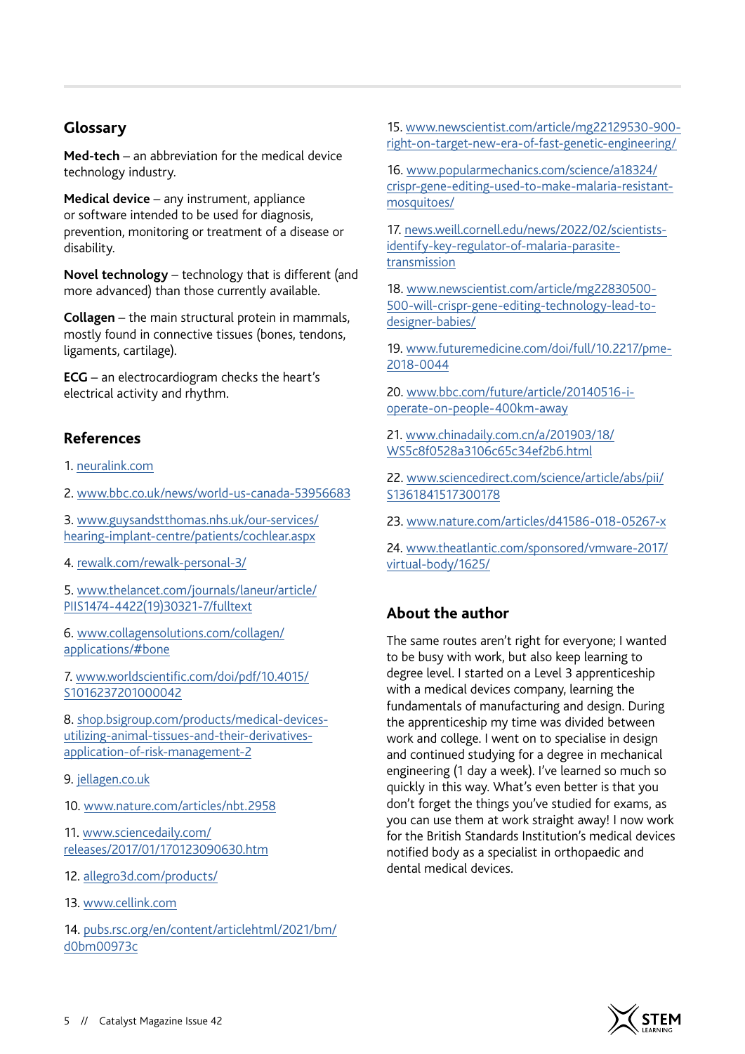## Glossary

**Med-tech** – an abbreviation for the medical device technology industry.

**Medical device** – any instrument, appliance or software intended to be used for diagnosis, prevention, monitoring or treatment of a disease or disability.

**Novel technology** – technology that is different (and more advanced) than those currently available.

**Collagen** – the main structural protein in mammals, mostly found in connective tissues (bones, tendons, ligaments, cartilage).

**ECG** – an electrocardiogram checks the heart's electrical activity and rhythm.

## References

1. neuralink.com
2. www.bbc.co.uk/news/world-us-canada-53956683
3. www.guysandstthomas.nhs.uk/our-services/hearing-implant-centre/patients/cochlear.aspx
4. rewalk.com/rewalk-personal-3/
5. www.thelancet.com/journals/laneur/article/PIIS1474-4422(19)30321-7/fulltext
6. www.collagensolutions.com/collagen/applications/#bone
7. www.worldscientific.com/doi/pdf/10.4015/S1016237201000042
8. shop.bsigroup.com/products/medical-devices-utilizing-animal-tissues-and-their-derivatives-application-of-risk-management-2
9. jellagen.co.uk
10. www.nature.com/articles/nbt.2958
11. www.sciencedaily.com/releases/2017/01/170123090630.htm
12. allegro3d.com/products/
13. www.cellink.com
14. pubs.rsc.org/en/content/articlehtml/2021/bm/d0bm00973c
15. www.newscientist.com/article/mg22129530-900-right-on-target-new-era-of-fast-genetic-engineering/
16. www.popularmechanics.com/science/a18324/crispr-gene-editing-used-to-make-malaria-resistant-mosquitoes/
17. news.weill.cornell.edu/news/2022/02/scientists-identify-key-regulator-of-malaria-parasite-transmission
18. www.newscientist.com/article/mg22830500-500-will-crispr-gene-editing-technology-lead-to-designer-babies/
19. www.futuremedicine.com/doi/full/10.2217/pme-2018-0044
20. www.bbc.com/future/article/20140516-i-operate-on-people-400km-away
21. www.chinadaily.com.cn/a/201903/18/WS5c8f0528a3106c65c34ef2b6.html
22. www.sciencedirect.com/science/article/abs/pii/S1361841517300178
23. www.nature.com/articles/d41586-018-05267-x
24. www.theatlantic.com/sponsored/vmware-2017/virtual-body/1625/

## About the author

The same routes aren't right for everyone; I wanted to be busy with work, but also keep learning to degree level. I started on a Level 3 apprenticeship with a medical devices company, learning the fundamentals of manufacturing and design. During the apprenticeship my time was divided between work and college. I went on to specialise in design and continued studying for a degree in mechanical engineering (1 day a week). I've learned so much so quickly in this way. What's even better is that you don't forget the things you've studied for exams, as you can use them at work straight away! I now work for the British Standards Institution's medical devices notified body as a specialist in orthopaedic and dental medical devices.